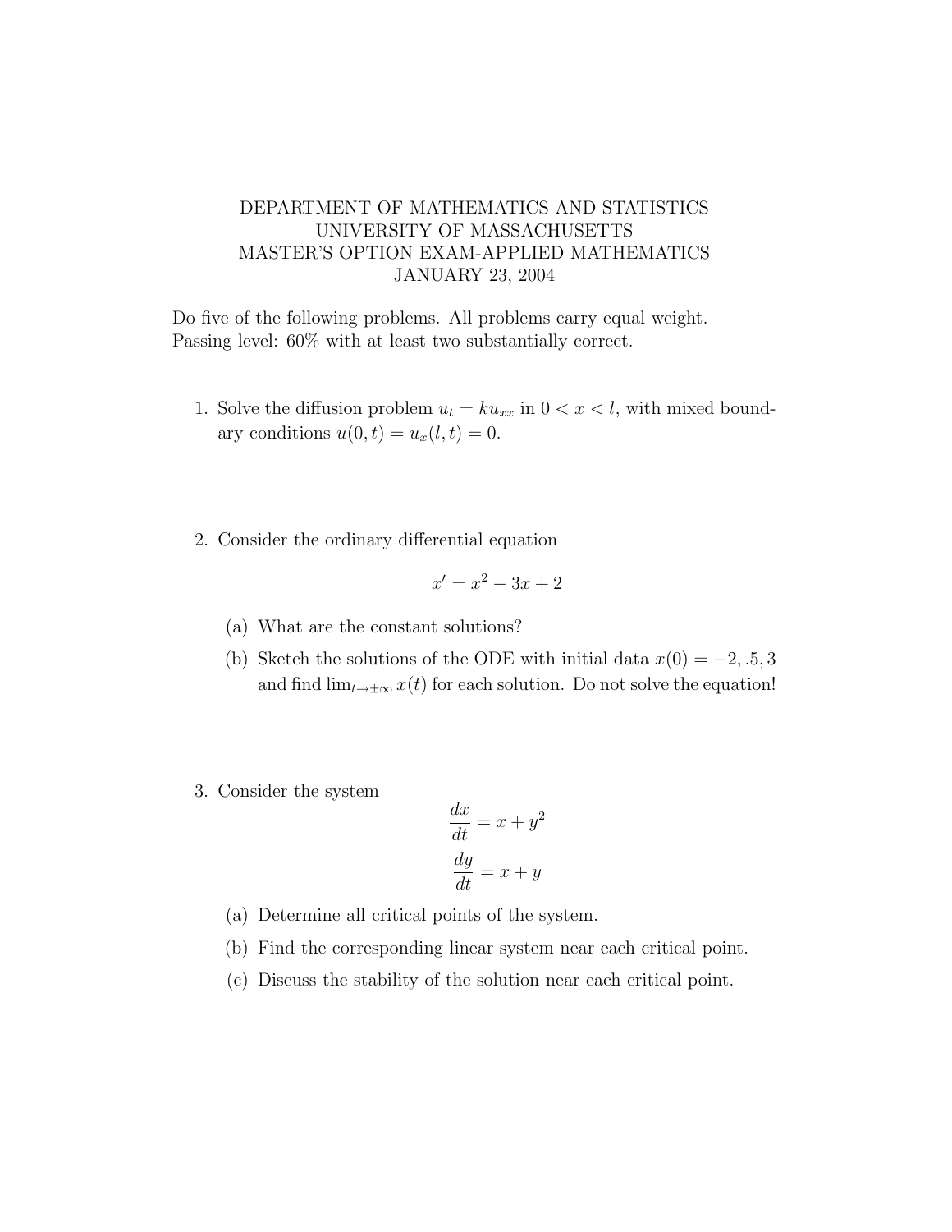DEPARTMENT OF MATHEMATICS AND STATISTICS
UNIVERSITY OF MASSACHUSETTS
MASTER'S OPTION EXAM-APPLIED MATHEMATICS
JANUARY 23, 2004

Do five of the following problems. All problems carry equal weight.
Passing level: 60% with at least two substantially correct.

1. Solve the diffusion problem $u_t = ku_{xx}$ in $0 < x < l$, with mixed boundary conditions $u(0, t) = u_x(l, t) = 0$.

2. Consider the ordinary differential equation

$$x' = x^2 - 3x + 2$$

   (a) What are the constant solutions?

   (b) Sketch the solutions of the ODE with initial data $x(0) = -2, .5, 3$ and find $\lim_{t \to \pm\infty} x(t)$ for each solution. Do not solve the equation!

3. Consider the system

$$\frac{dx}{dt} = x + y^2$$

$$\frac{dy}{dt} = x + y$$

   (a) Determine all critical points of the system.

   (b) Find the corresponding linear system near each critical point.

   (c) Discuss the stability of the solution near each critical point.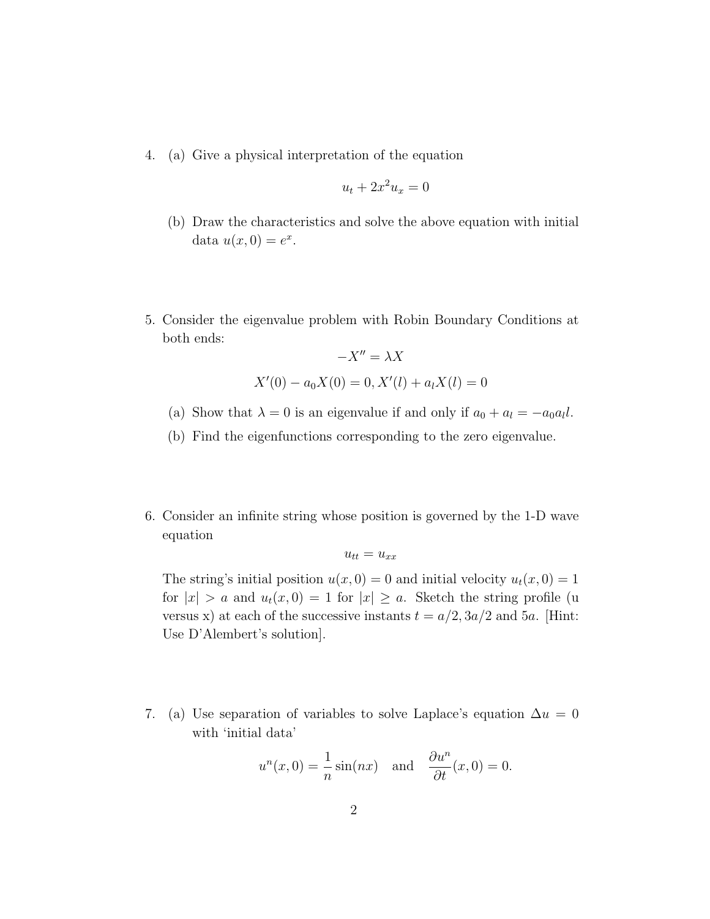4. (a) Give a physical interpretation of the equation

$$u_t + 2x^2 u_x = 0$$

   (b) Draw the characteristics and solve the above equation with initial data $u(x, 0) = e^x$.

5. Consider the eigenvalue problem with Robin Boundary Conditions at both ends:

$$-X'' = \lambda X$$

$$X'(0) - a_0 X(0) = 0, X'(l) + a_l X(l) = 0$$

   (a) Show that $\lambda = 0$ is an eigenvalue if and only if $a_0 + a_l = -a_0 a_l l$.

   (b) Find the eigenfunctions corresponding to the zero eigenvalue.

6. Consider an infinite string whose position is governed by the 1-D wave equation

$$u_{tt} = u_{xx}$$

The string's initial position $u(x, 0) = 0$ and initial velocity $u_t(x, 0) = 1$ for $|x| > a$ and $u_t(x, 0) = 1$ for $|x| \geq a$. Sketch the string profile (u versus x) at each of the successive instants $t = a/2, 3a/2$ and $5a$. [Hint: Use D'Alembert's solution].

7. (a) Use separation of variables to solve Laplace's equation $\Delta u = 0$ with 'initial data'

$$u^n(x, 0) = \frac{1}{n}\sin(nx) \quad \text{and} \quad \frac{\partial u^n}{\partial t}(x, 0) = 0.$$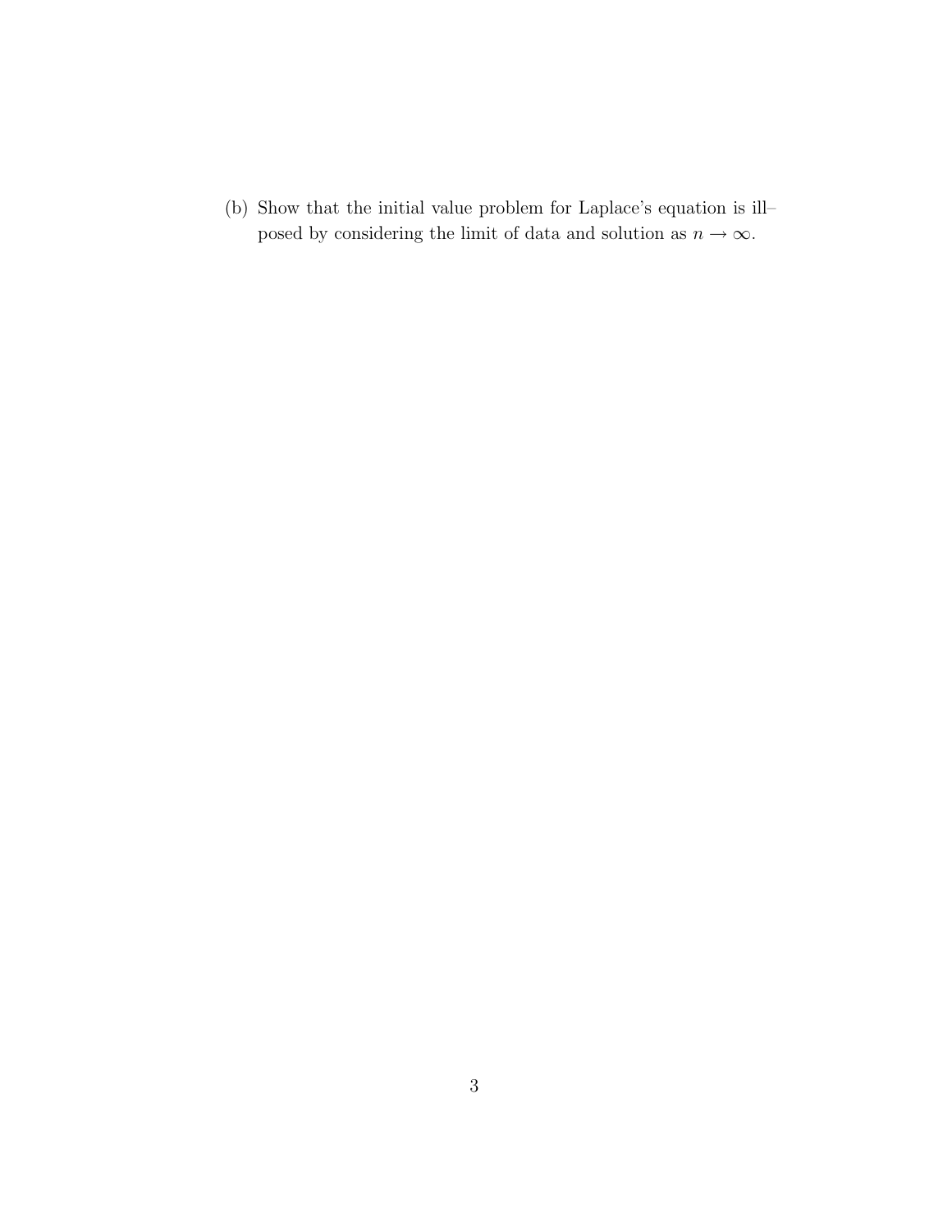(b) Show that the initial value problem for Laplace's equation is ill–posed by considering the limit of data and solution as $n \to \infty$.